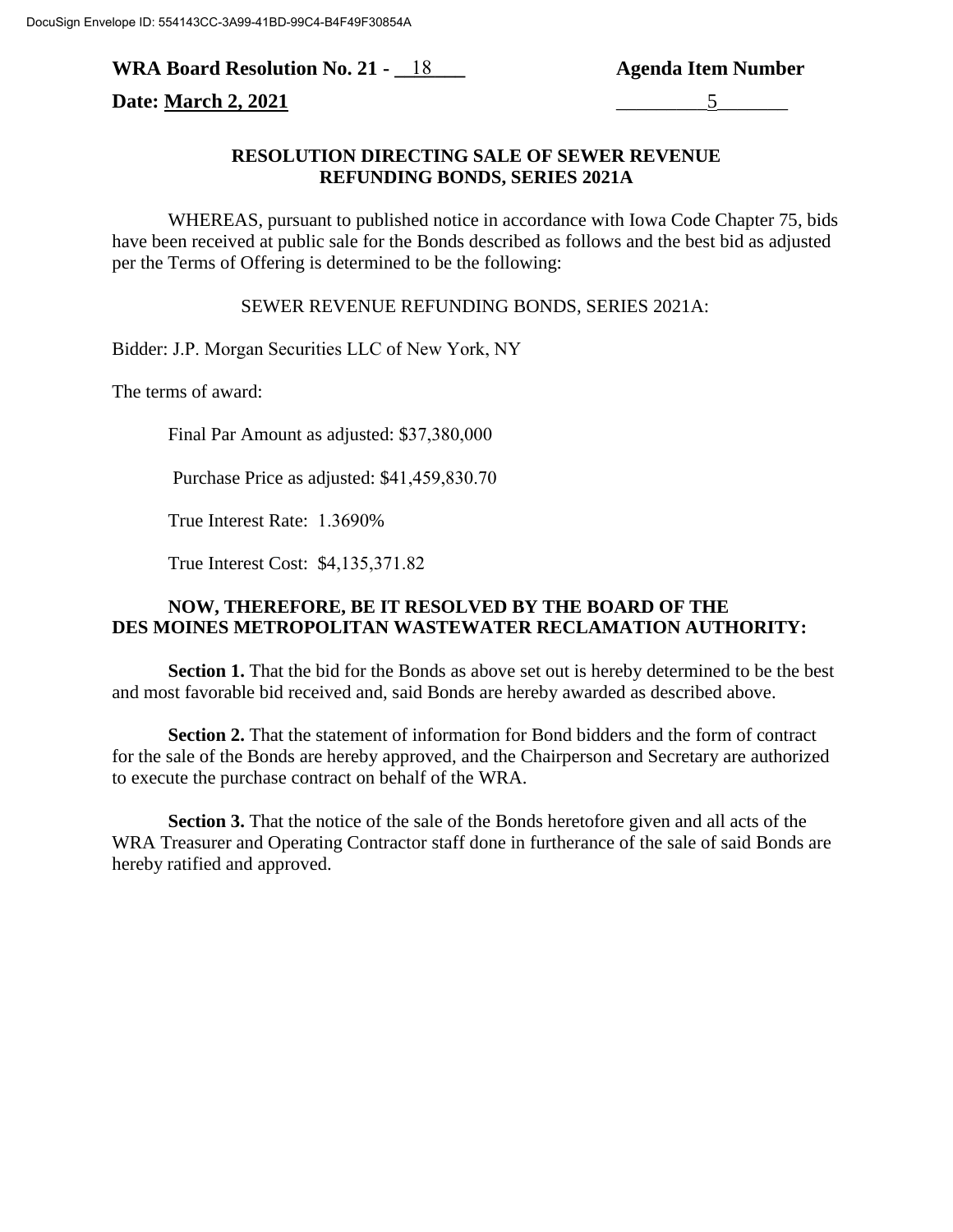DocuSign Envelope ID: 554143CC-3A99-41BD-99C4-B4F49F30854A

**WRA Board Resolution No. 21 - 18** **Agenda Item Number**

**Date: March 2, 2021** 5

## RESOLUTION DIRECTING SALE OF SEWER REVENUE REFUNDING BONDS, SERIES 2021A

WHEREAS, pursuant to published notice in accordance with Iowa Code Chapter 75, bids have been received at public sale for the Bonds described as follows and the best bid as adjusted per the Terms of Offering is determined to be the following:

SEWER REVENUE REFUNDING BONDS, SERIES 2021A:

Bidder: J.P. Morgan Securities LLC of New York, NY

The terms of award:

Final Par Amount as adjusted: $37,380,000

Purchase Price as adjusted: $41,459,830.70

True Interest Rate: 1.3690%

True Interest Cost: $4,135,371.82

**NOW, THEREFORE, BE IT RESOLVED BY THE BOARD OF THE DES MOINES METROPOLITAN WASTEWATER RECLAMATION AUTHORITY:**

**Section 1.** That the bid for the Bonds as above set out is hereby determined to be the best and most favorable bid received and, said Bonds are hereby awarded as described above.

**Section 2.** That the statement of information for Bond bidders and the form of contract for the sale of the Bonds are hereby approved, and the Chairperson and Secretary are authorized to execute the purchase contract on behalf of the WRA.

**Section 3.** That the notice of the sale of the Bonds heretofore given and all acts of the WRA Treasurer and Operating Contractor staff done in furtherance of the sale of said Bonds are hereby ratified and approved.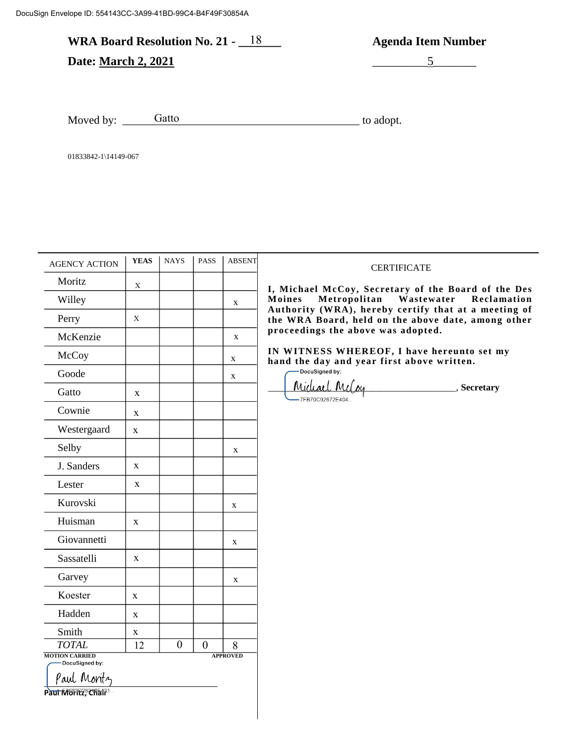DocuSign Envelope ID: 554143CC-3A99-41BD-99C4-B4F49F30854A

**WRA Board Resolution No. 21 - 18**

**Date: March 2, 2021**

**Agenda Item Number**

5

Moved by: Gatto to adopt.

01833842-1\14149-067

| AGENCY ACTION | YEAS | NAYS | PASS | ABSENT |
|---|---|---|---|---|
| Moritz | x | | | |
| Willey | | | | x |
| Perry | x | | | |
| McKenzie | | | | x |
| McCoy | | | | x |
| Goode | | | | x |
| Gatto | x | | | |
| Cownie | x | | | |
| Westergaard | x | | | |
| Selby | | | | x |
| J. Sanders | x | | | |
| Lester | x | | | |
| Kurovski | | | | x |
| Huisman | x | | | |
| Giovannetti | | | | x |
| Sassatelli | x | | | |
| Garvey | | | | x |
| Koester | x | | | |
| Hadden | x | | | |
| Smith | x | | | |
| *TOTAL* | 12 | 0 | 0 | 8 |

**MOTION CARRIED** **APPROVED**

DocuSigned by:

Paul Moritz

**Paul Moritz, Chair**

CERTIFICATE

**I, Michael McCoy, Secretary of the Board of the Des Moines Metropolitan Wastewater Reclamation Authority (WRA), hereby certify that at a meeting of the WRA Board, held on the above date, among other proceedings the above was adopted.**

**IN WITNESS WHEREOF, I have hereunto set my hand the day and year first above written.**

DocuSigned by:

Michael McCoy

7FB70C92672E404...

**, Secretary**